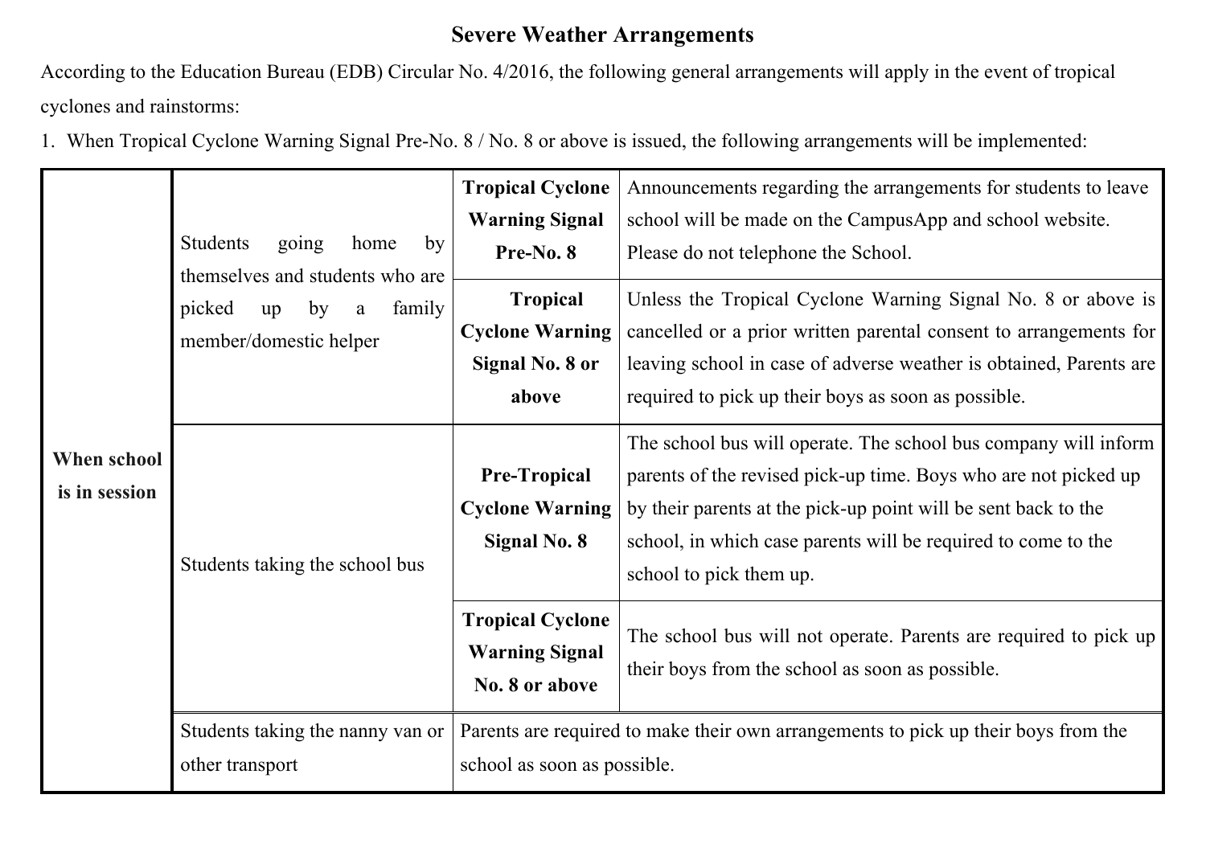## Severe Weather Arrangements

According to the Education Bureau (EDB) Circular No. 4/2016, the following general arrangements will apply in the event of tropical cyclones and rainstorms:

1. When Tropical Cyclone Warning Signal Pre-No. 8 / No. 8 or above is issued, the following arrangements will be implemented:

| | | | |
|---|---|---|---|
| **When school is in session** | Students going home by themselves and students who are picked up by a family member/domestic helper | **Tropical Cyclone Warning Signal Pre-No. 8** | Announcements regarding the arrangements for students to leave school will be made on the CampusApp and school website. Please do not telephone the School. |
| | | **Tropical Cyclone Warning Signal No. 8 or above** | Unless the Tropical Cyclone Warning Signal No. 8 or above is cancelled or a prior written parental consent to arrangements for leaving school in case of adverse weather is obtained, Parents are required to pick up their boys as soon as possible. |
| | Students taking the school bus | **Pre-Tropical Cyclone Warning Signal No. 8** | The school bus will operate. The school bus company will inform parents of the revised pick-up time. Boys who are not picked up by their parents at the pick-up point will be sent back to the school, in which case parents will be required to come to the school to pick them up. |
| | | **Tropical Cyclone Warning Signal No. 8 or above** | The school bus will not operate. Parents are required to pick up their boys from the school as soon as possible. |
| | Students taking the nanny van or other transport | Parents are required to make their own arrangements to pick up their boys from the school as soon as possible. | |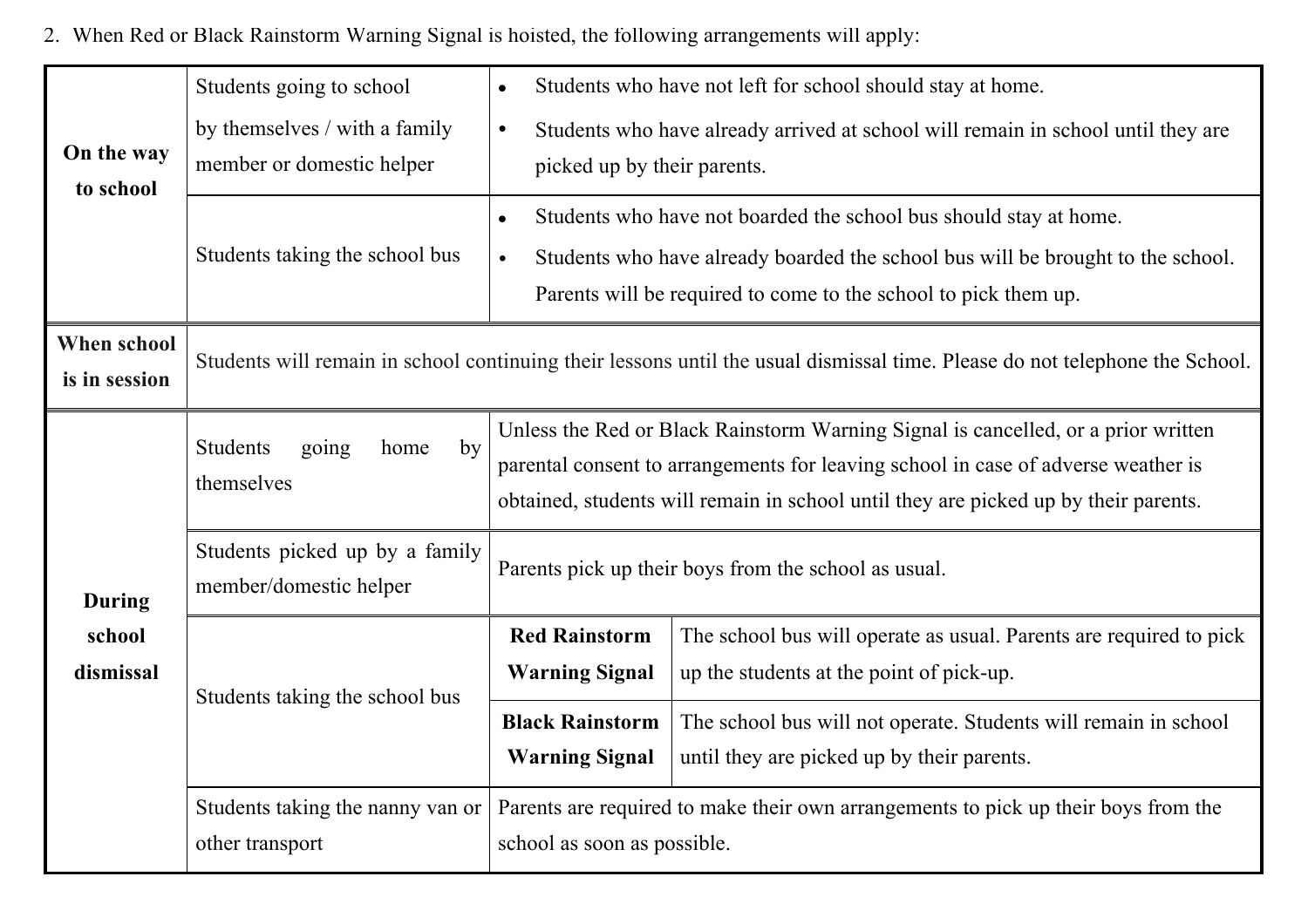2. When Red or Black Rainstorm Warning Signal is hoisted, the following arrangements will apply:

| | | | |
|---|---|---|---|
| **On the way to school** | Students going to school by themselves / with a family member or domestic helper | • Students who have not left for school should stay at home.<br>• Students who have already arrived at school will remain in school until they are picked up by their parents. | |
| | Students taking the school bus | • Students who have not boarded the school bus should stay at home.<br>• Students who have already boarded the school bus will be brought to the school. Parents will be required to come to the school to pick them up. | |
| **When school is in session** | Students will remain in school continuing their lessons until the usual dismissal time. Please do not telephone the School. | | |
| **During school dismissal** | Students going home by themselves | Unless the Red or Black Rainstorm Warning Signal is cancelled, or a prior written parental consent to arrangements for leaving school in case of adverse weather is obtained, students will remain in school until they are picked up by their parents. | |
| | Students picked up by a family member/domestic helper | Parents pick up their boys from the school as usual. | |
| | Students taking the school bus | **Red Rainstorm Warning Signal** | The school bus will operate as usual. Parents are required to pick up the students at the point of pick-up. |
| | | **Black Rainstorm Warning Signal** | The school bus will not operate. Students will remain in school until they are picked up by their parents. |
| | Students taking the nanny van or other transport | Parents are required to make their own arrangements to pick up their boys from the school as soon as possible. | |